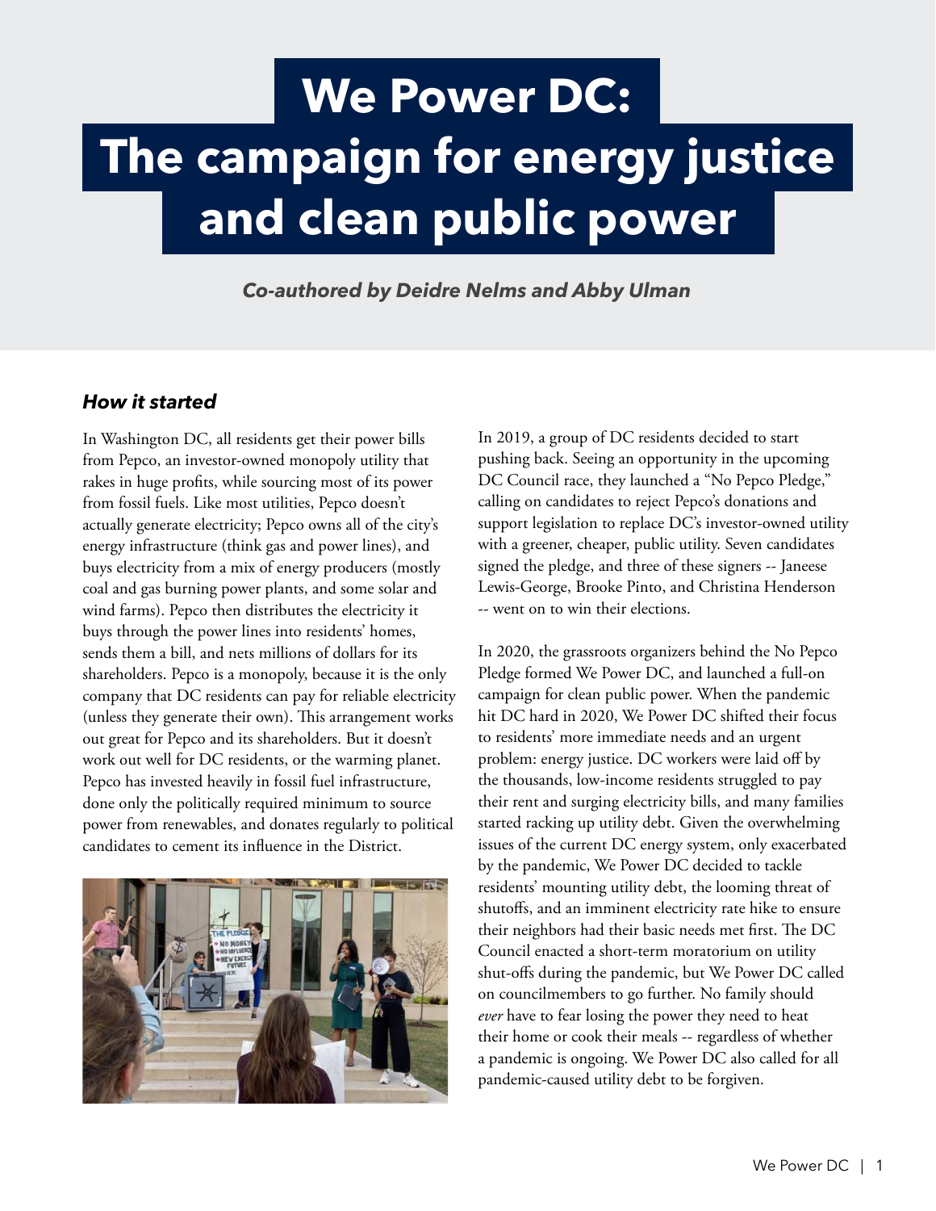# We Power DC: The campaign for energy justice and clean public power

***Co-authored by Deidre Nelms and Abby Ulman***

### *How it started*

In Washington DC, all residents get their power bills from Pepco, an investor-owned monopoly utility that rakes in huge profits, while sourcing most of its power from fossil fuels. Like most utilities, Pepco doesn't actually generate electricity; Pepco owns all of the city's energy infrastructure (think gas and power lines), and buys electricity from a mix of energy producers (mostly coal and gas burning power plants, and some solar and wind farms). Pepco then distributes the electricity it buys through the power lines into residents' homes, sends them a bill, and nets millions of dollars for its shareholders. Pepco is a monopoly, because it is the only company that DC residents can pay for reliable electricity (unless they generate their own). This arrangement works out great for Pepco and its shareholders. But it doesn't work out well for DC residents, or the warming planet. Pepco has invested heavily in fossil fuel infrastructure, done only the politically required minimum to source power from renewables, and donates regularly to political candidates to cement its influence in the District.

In 2019, a group of DC residents decided to start pushing back. Seeing an opportunity in the upcoming DC Council race, they launched a "No Pepco Pledge," calling on candidates to reject Pepco's donations and support legislation to replace DC's investor-owned utility with a greener, cheaper, public utility. Seven candidates signed the pledge, and three of these signers -- Janeese Lewis-George, Brooke Pinto, and Christina Henderson -- went on to win their elections.

In 2020, the grassroots organizers behind the No Pepco Pledge formed We Power DC, and launched a full-on campaign for clean public power. When the pandemic hit DC hard in 2020, We Power DC shifted their focus to residents' more immediate needs and an urgent problem: energy justice. DC workers were laid off by the thousands, low-income residents struggled to pay their rent and surging electricity bills, and many families started racking up utility debt. Given the overwhelming issues of the current DC energy system, only exacerbated by the pandemic, We Power DC decided to tackle residents' mounting utility debt, the looming threat of shutoffs, and an imminent electricity rate hike to ensure their neighbors had their basic needs met first. The DC Council enacted a short-term moratorium on utility shut-offs during the pandemic, but We Power DC called on councilmembers to go further. No family should *ever* have to fear losing the power they need to heat their home or cook their meals -- regardless of whether a pandemic is ongoing. We Power DC also called for all pandemic-caused utility debt to be forgiven.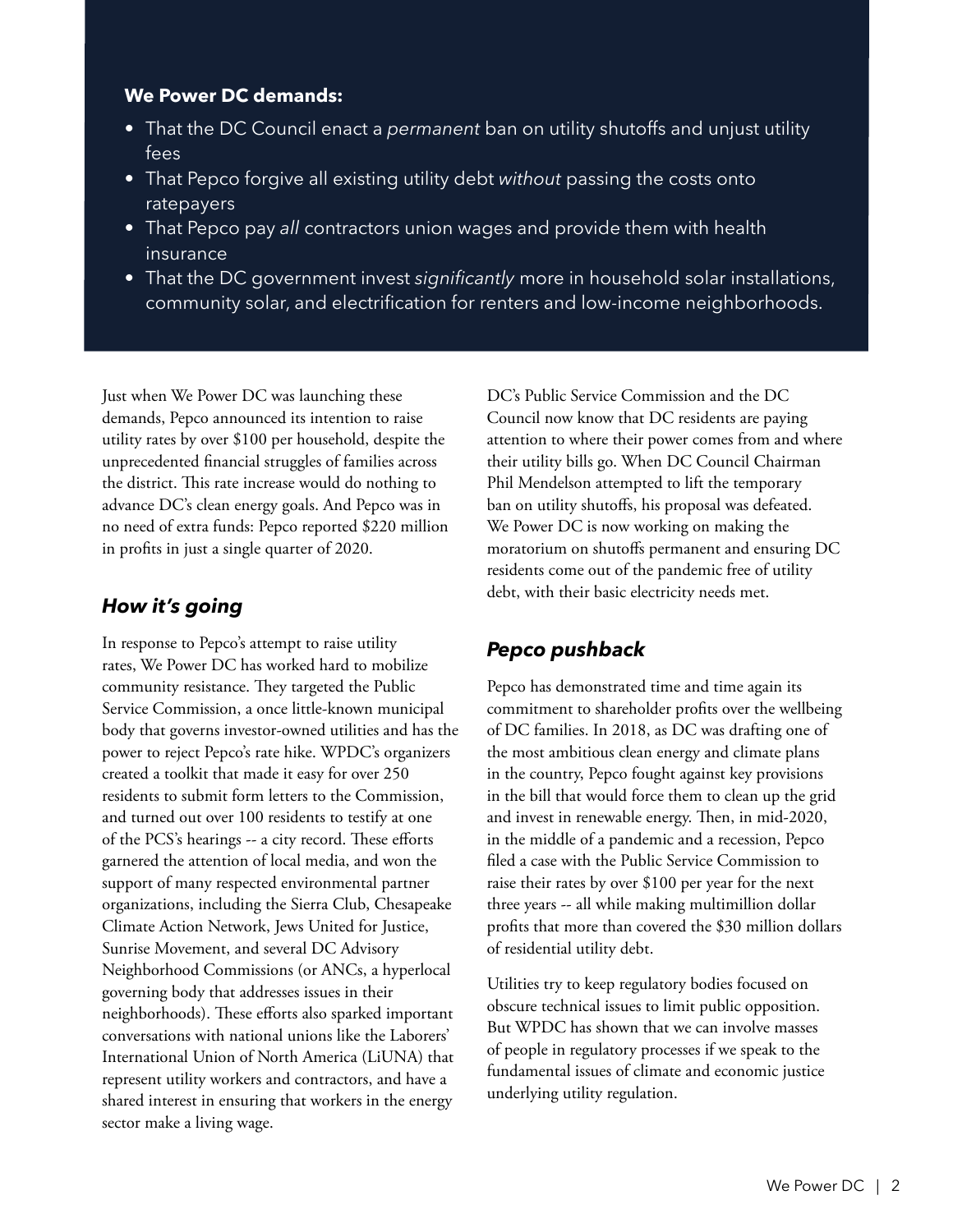**We Power DC demands:**

- That the DC Council enact a *permanent* ban on utility shutoffs and unjust utility fees
- That Pepco forgive all existing utility debt *without* passing the costs onto ratepayers
- That Pepco pay *all* contractors union wages and provide them with health insurance
- That the DC government invest *significantly* more in household solar installations, community solar, and electrification for renters and low-income neighborhoods.

Just when We Power DC was launching these demands, Pepco announced its intention to raise utility rates by over $100 per household, despite the unprecedented financial struggles of families across the district. This rate increase would do nothing to advance DC's clean energy goals. And Pepco was in no need of extra funds: Pepco reported $220 million in profits in just a single quarter of 2020.

## *How it's going*

In response to Pepco's attempt to raise utility rates, We Power DC has worked hard to mobilize community resistance. They targeted the Public Service Commission, a once little-known municipal body that governs investor-owned utilities and has the power to reject Pepco's rate hike. WPDC's organizers created a toolkit that made it easy for over 250 residents to submit form letters to the Commission, and turned out over 100 residents to testify at one of the PCS's hearings -- a city record. These efforts garnered the attention of local media, and won the support of many respected environmental partner organizations, including the Sierra Club, Chesapeake Climate Action Network, Jews United for Justice, Sunrise Movement, and several DC Advisory Neighborhood Commissions (or ANCs, a hyperlocal governing body that addresses issues in their neighborhoods). These efforts also sparked important conversations with national unions like the Laborers' International Union of North America (LiUNA) that represent utility workers and contractors, and have a shared interest in ensuring that workers in the energy sector make a living wage.

DC's Public Service Commission and the DC Council now know that DC residents are paying attention to where their power comes from and where their utility bills go. When DC Council Chairman Phil Mendelson attempted to lift the temporary ban on utility shutoffs, his proposal was defeated. We Power DC is now working on making the moratorium on shutoffs permanent and ensuring DC residents come out of the pandemic free of utility debt, with their basic electricity needs met.

## *Pepco pushback*

Pepco has demonstrated time and time again its commitment to shareholder profits over the wellbeing of DC families. In 2018, as DC was drafting one of the most ambitious clean energy and climate plans in the country, Pepco fought against key provisions in the bill that would force them to clean up the grid and invest in renewable energy. Then, in mid-2020, in the middle of a pandemic and a recession, Pepco filed a case with the Public Service Commission to raise their rates by over $100 per year for the next three years -- all while making multimillion dollar profits that more than covered the $30 million dollars of residential utility debt.

Utilities try to keep regulatory bodies focused on obscure technical issues to limit public opposition. But WPDC has shown that we can involve masses of people in regulatory processes if we speak to the fundamental issues of climate and economic justice underlying utility regulation.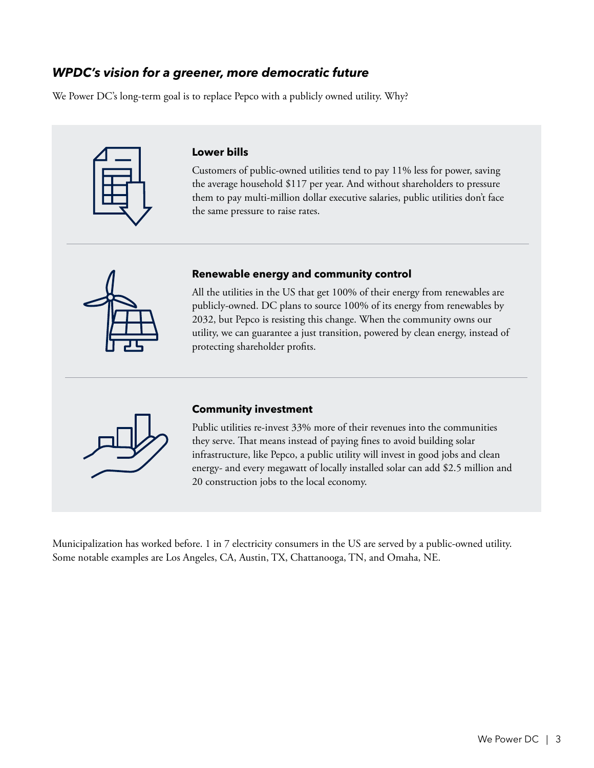## *WPDC's vision for a greener, more democratic future*

We Power DC's long-term goal is to replace Pepco with a publicly owned utility. Why?

### Lower bills

Customers of public-owned utilities tend to pay 11% less for power, saving the average household $117 per year. And without shareholders to pressure them to pay multi-million dollar executive salaries, public utilities don't face the same pressure to raise rates.

### Renewable energy and community control

All the utilities in the US that get 100% of their energy from renewables are publicly-owned. DC plans to source 100% of its energy from renewables by 2032, but Pepco is resisting this change. When the community owns our utility, we can guarantee a just transition, powered by clean energy, instead of protecting shareholder profits.

### Community investment

Public utilities re-invest 33% more of their revenues into the communities they serve. That means instead of paying fines to avoid building solar infrastructure, like Pepco, a public utility will invest in good jobs and clean energy- and every megawatt of locally installed solar can add $2.5 million and 20 construction jobs to the local economy.

Municipalization has worked before. 1 in 7 electricity consumers in the US are served by a public-owned utility. Some notable examples are Los Angeles, CA, Austin, TX, Chattanooga, TN, and Omaha, NE.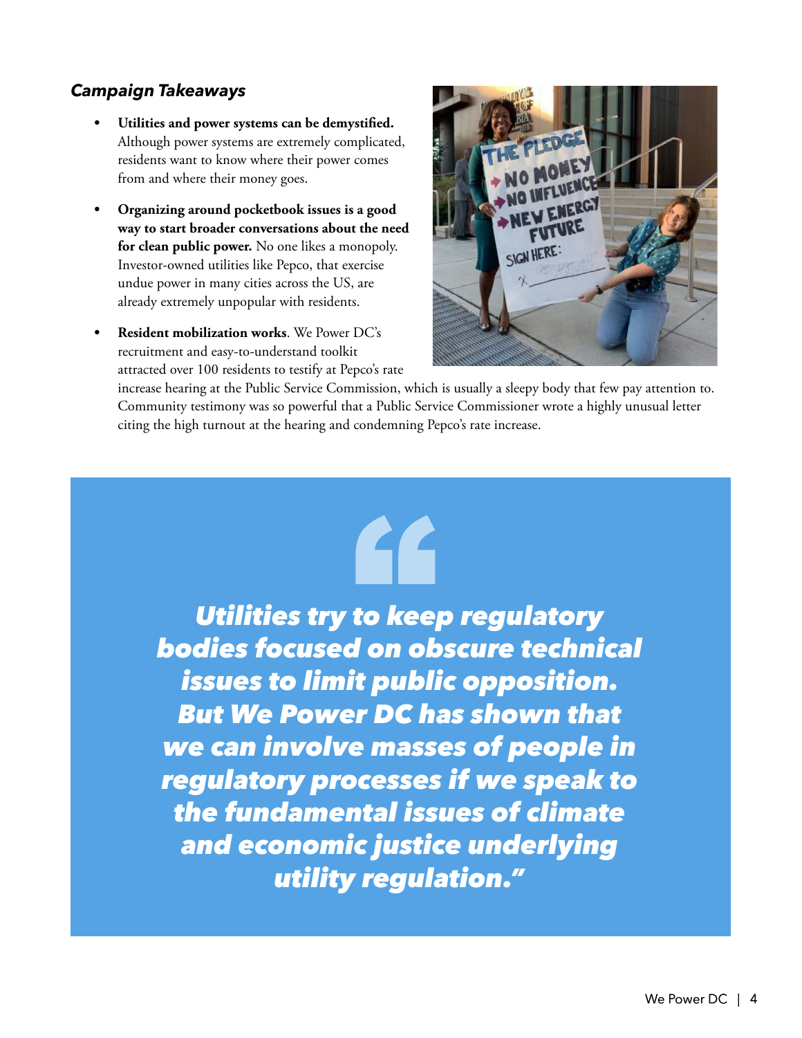### *Campaign Takeaways*

- **Utilities and power systems can be demystified.** Although power systems are extremely complicated, residents want to know where their power comes from and where their money goes.
- **Organizing around pocketbook issues is a good way to start broader conversations about the need for clean public power.** No one likes a monopoly. Investor-owned utilities like Pepco, that exercise undue power in many cities across the US, are already extremely unpopular with residents.
- **Resident mobilization works**. We Power DC's recruitment and easy-to-understand toolkit attracted over 100 residents to testify at Pepco's rate increase hearing at the Public Service Commission, which is usually a sleepy body that few pay attention to. Community testimony was so powerful that a Public Service Commissioner wrote a highly unusual letter citing the high turnout at the hearing and condemning Pepco's rate increase.

> ***"Utilities try to keep regulatory bodies focused on obscure technical issues to limit public opposition. But We Power DC has shown that we can involve masses of people in regulatory processes if we speak to the fundamental issues of climate and economic justice underlying utility regulation."***